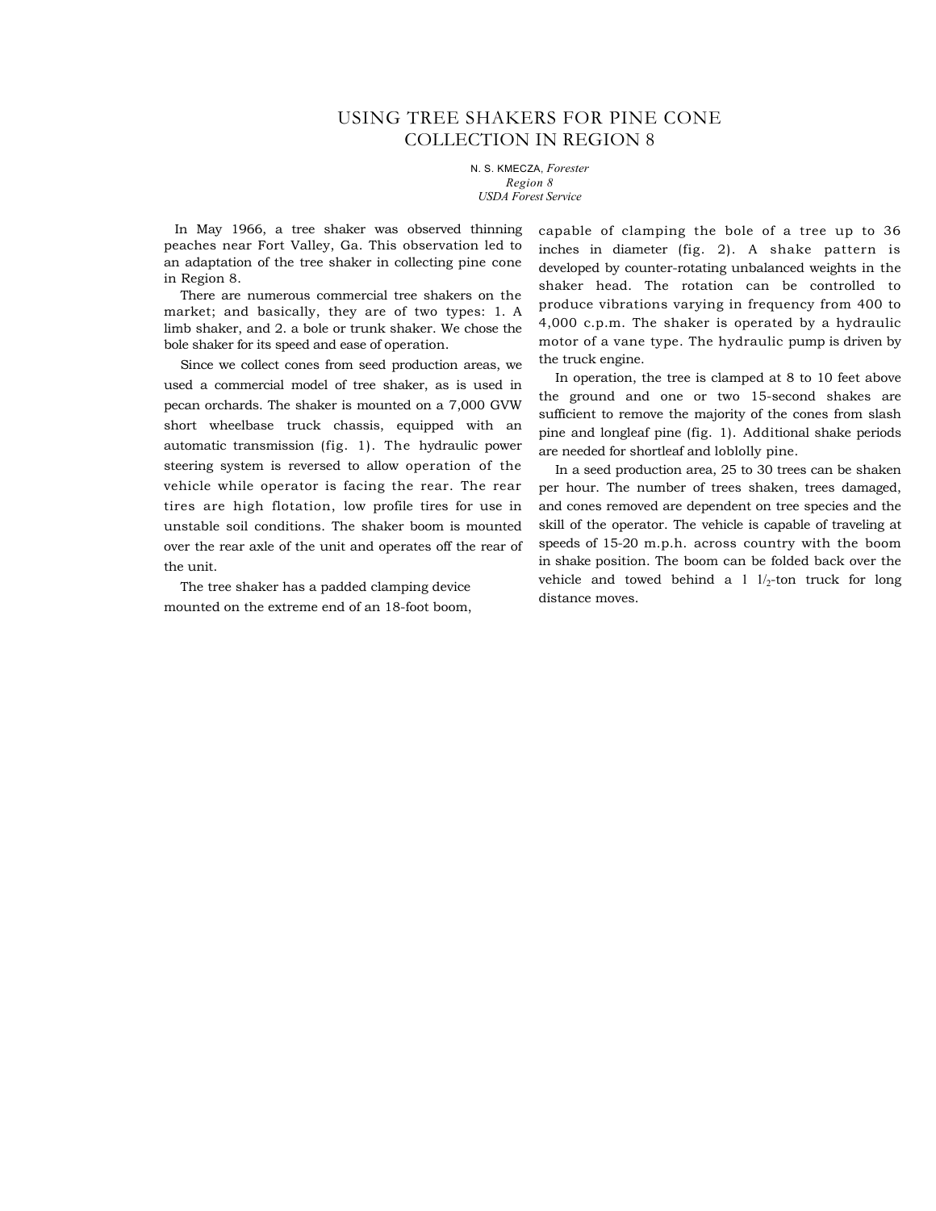# USING TREE SHAKERS FOR PINE CONE COLLECTION IN REGION 8

N. S. KMECZA, *Forester*
*Region 8*
*USDA Forest Service*

In May 1966, a tree shaker was observed thinning peaches near Fort Valley, Ga. This observation led to an adaptation of the tree shaker in collecting pine cone in Region 8.

There are numerous commercial tree shakers on the market; and basically, they are of two types: 1. A limb shaker, and 2. a bole or trunk shaker. We chose the bole shaker for its speed and ease of operation.

Since we collect cones from seed production areas, we used a commercial model of tree shaker, as is used in pecan orchards. The shaker is mounted on a 7,000 GVW short wheelbase truck chassis, equipped with an automatic transmission (fig. 1). The hydraulic power steering system is reversed to allow operation of the vehicle while operator is facing the rear. The rear tires are high flotation, low profile tires for use in unstable soil conditions. The shaker boom is mounted over the rear axle of the unit and operates off the rear of the unit.

The tree shaker has a padded clamping device mounted on the extreme end of an 18-foot boom, capable of clamping the bole of a tree up to 36 inches in diameter (fig. 2). A shake pattern is developed by counter-rotating unbalanced weights in the shaker head. The rotation can be controlled to produce vibrations varying in frequency from 400 to 4,000 c.p.m. The shaker is operated by a hydraulic motor of a vane type. The hydraulic pump is driven by the truck engine.

In operation, the tree is clamped at 8 to 10 feet above the ground and one or two 15-second shakes are sufficient to remove the majority of the cones from slash pine and longleaf pine (fig. 1). Additional shake periods are needed for shortleaf and loblolly pine.

In a seed production area, 25 to 30 trees can be shaken per hour. The number of trees shaken, trees damaged, and cones removed are dependent on tree species and the skill of the operator. The vehicle is capable of traveling at speeds of 15-20 m.p.h. across country with the boom in shake position. The boom can be folded back over the vehicle and towed behind a 1 $1/_2$-ton truck for long distance moves.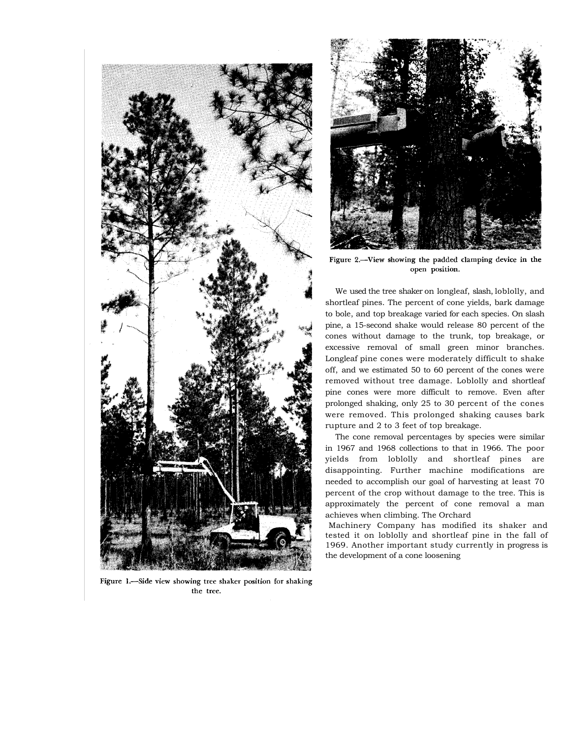Figure 1.—Side view showing tree shaker position for shaking the tree.

Figure 2.—View showing the padded clamping device in the open position.

We used the tree shaker on longleaf, slash, loblolly, and shortleaf pines. The percent of cone yields, bark damage to bole, and top breakage varied for each species. On slash pine, a 15-second shake would release 80 percent of the cones without damage to the trunk, top breakage, or excessive removal of small green minor branches. Longleaf pine cones were moderately difficult to shake off, and we estimated 50 to 60 percent of the cones were removed without tree damage. Loblolly and shortleaf pine cones were more difficult to remove. Even after prolonged shaking, only 25 to 30 percent of the cones were removed. This prolonged shaking causes bark rupture and 2 to 3 feet of top breakage.

The cone removal percentages by species were similar in 1967 and 1968 collections to that in 1966. The poor yields from loblolly and shortleaf pines are disappointing. Further machine modifications are needed to accomplish our goal of harvesting at least 70 percent of the crop without damage to the tree. This is approximately the percent of cone removal a man achieves when climbing. The Orchard Machinery Company has modified its shaker and tested it on loblolly and shortleaf pine in the fall of 1969. Another important study currently in progress is the development of a cone loosening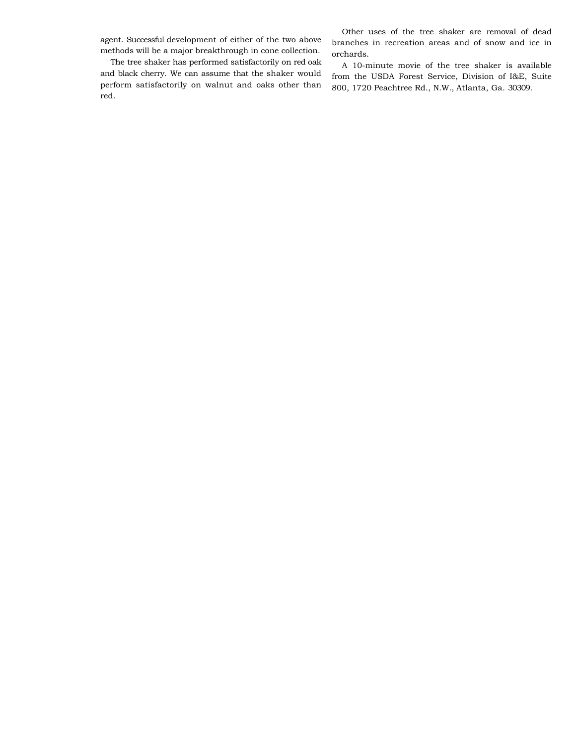agent. Successful development of either of the two above methods will be a major breakthrough in cone collection.

The tree shaker has performed satisfactorily on red oak and black cherry. We can assume that the shaker would perform satisfactorily on walnut and oaks other than red.

Other uses of the tree shaker are removal of dead branches in recreation areas and of snow and ice in orchards.

A 10-minute movie of the tree shaker is available from the USDA Forest Service, Division of I&E, Suite 800, 1720 Peachtree Rd., N.W., Atlanta, Ga. 30309.